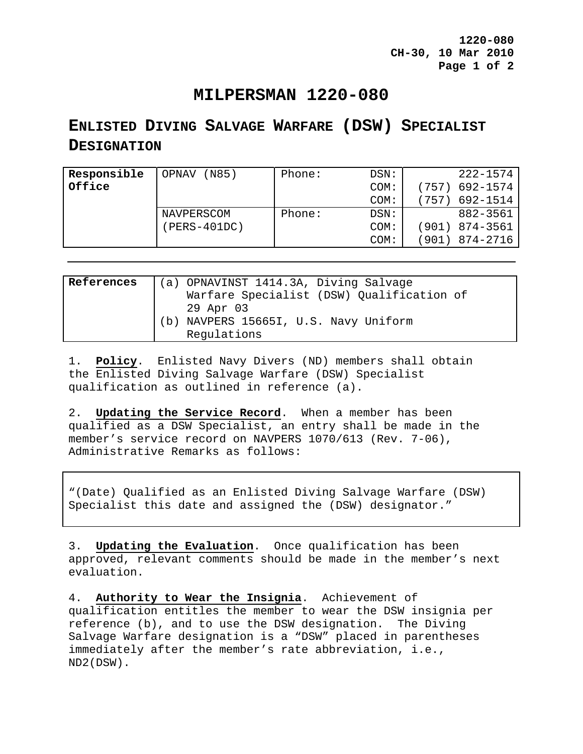# MILPERSMAN 1220-080

## ENLISTED DIVING SALVAGE WARFARE (DSW) SPECIALIST DESIGNATION

| Responsible Office | OPNAV (N85) | Phone: | DSN: | 222-1574 |
|---|---|---|---|---|
| | | | COM: | (757) 692-1574 |
| | | | COM: | (757) 692-1514 |
| | NAVPERSCOM (PERS-401DC) | Phone: | DSN: | 882-3561 |
| | | | COM: | (901) 874-3561 |
| | | | COM: | (901) 874-2716 |

---

| References | |
|---|---|
| | (a) OPNAVINST 1414.3A, Diving Salvage Warfare Specialist (DSW) Qualification of 29 Apr 03 |
| | (b) NAVPERS 15665I, U.S. Navy Uniform Regulations |

1. **Policy**. Enlisted Navy Divers (ND) members shall obtain the Enlisted Diving Salvage Warfare (DSW) Specialist qualification as outlined in reference (a).

2. **Updating the Service Record**. When a member has been qualified as a DSW Specialist, an entry shall be made in the member's service record on NAVPERS 1070/613 (Rev. 7-06), Administrative Remarks as follows:

> "(Date) Qualified as an Enlisted Diving Salvage Warfare (DSW) Specialist this date and assigned the (DSW) designator."

3. **Updating the Evaluation**. Once qualification has been approved, relevant comments should be made in the member's next evaluation.

4. **Authority to Wear the Insignia**. Achievement of qualification entitles the member to wear the DSW insignia per reference (b), and to use the DSW designation. The Diving Salvage Warfare designation is a "DSW" placed in parentheses immediately after the member's rate abbreviation, i.e., ND2(DSW).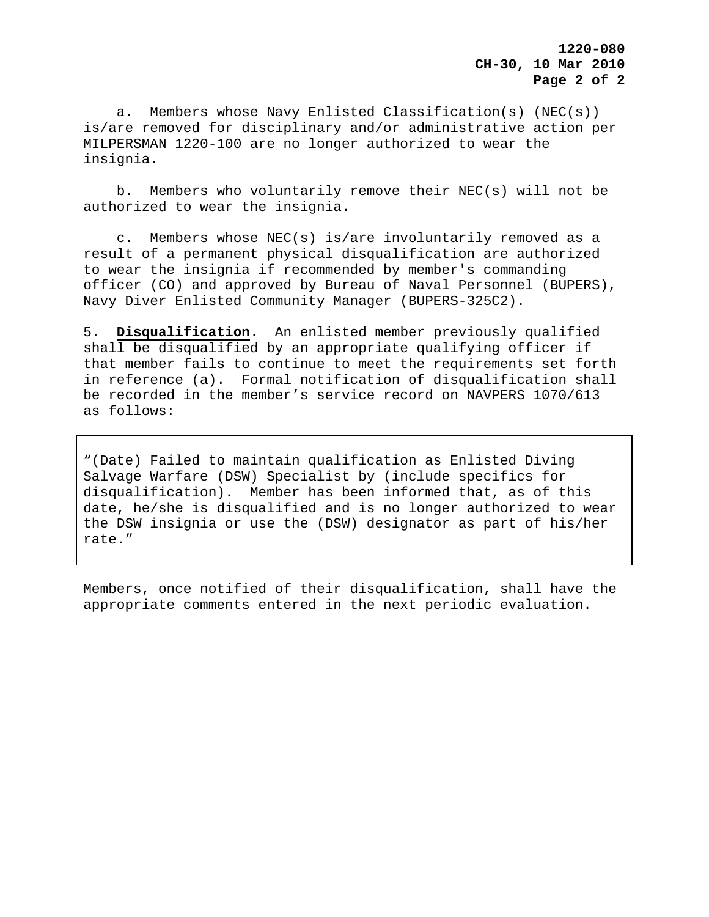a. Members whose Navy Enlisted Classification(s) (NEC(s)) is/are removed for disciplinary and/or administrative action per MILPERSMAN 1220-100 are no longer authorized to wear the insignia.

b. Members who voluntarily remove their NEC(s) will not be authorized to wear the insignia.

c. Members whose NEC(s) is/are involuntarily removed as a result of a permanent physical disqualification are authorized to wear the insignia if recommended by member's commanding officer (CO) and approved by Bureau of Naval Personnel (BUPERS), Navy Diver Enlisted Community Manager (BUPERS-325C2).

5. **Disqualification**. An enlisted member previously qualified shall be disqualified by an appropriate qualifying officer if that member fails to continue to meet the requirements set forth in reference (a). Formal notification of disqualification shall be recorded in the member's service record on NAVPERS 1070/613 as follows:

> "(Date) Failed to maintain qualification as Enlisted Diving Salvage Warfare (DSW) Specialist by (include specifics for disqualification). Member has been informed that, as of this date, he/she is disqualified and is no longer authorized to wear the DSW insignia or use the (DSW) designator as part of his/her rate."

Members, once notified of their disqualification, shall have the appropriate comments entered in the next periodic evaluation.